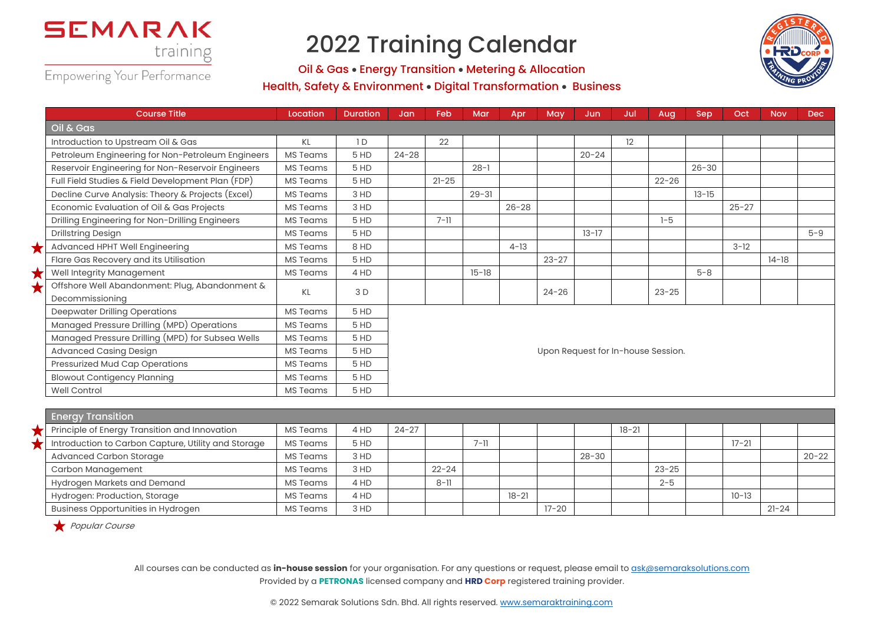SEMARAK training

Empowering Your Performance

# 2022 Training Calendar

**Oil & Gas • Energy Transition • Metering & Allocation**
**Health, Safety & Environment • Digital Transformation • Business**

| Course Title | Location | Duration | Jan | Feb | Mar | Apr | May | Jun | Jul | Aug | Sep | Oct | Nov | Dec |
|---|---|---|---|---|---|---|---|---|---|---|---|---|---|---|
| **Oil & Gas** | | | | | | | | | | | | | | |
| Introduction to Upstream Oil & Gas | KL | 1 D | | 22 | | | | | 12 | | | | | |
| Petroleum Engineering for Non-Petroleum Engineers | MS Teams | 5 HD | 24-28 | | | | | 20-24 | | | | | | |
| Reservoir Engineering for Non-Reservoir Engineers | MS Teams | 5 HD | | | 28-1 | | | | | | 26-30 | | | |
| Full Field Studies & Field Development Plan (FDP) | MS Teams | 5 HD | | 21-25 | | | | | | 22-26 | | | | |
| Decline Curve Analysis: Theory & Projects (Excel) | MS Teams | 3 HD | | | 29-31 | | | | | | 13-15 | | | |
| Economic Evaluation of Oil & Gas Projects | MS Teams | 3 HD | | | | 26-28 | | | | | | 25-27 | | |
| Drilling Engineering for Non-Drilling Engineers | MS Teams | 5 HD | | 7-11 | | | | | | 1-5 | | | | |
| Drillstring Design | MS Teams | 5 HD | | | | | | 13-17 | | | | | | 5-9 |
| ★ Advanced HPHT Well Engineering | MS Teams | 8 HD | | | | 4-13 | | | | | | 3-12 | | |
| Flare Gas Recovery and its Utilisation | MS Teams | 5 HD | | | | | 23-27 | | | | | | 14-18 | |
| ★ Well Integrity Management | MS Teams | 4 HD | | | 15-18 | | | | | | 5-8 | | | |
| ★ Offshore Well Abandonment: Plug, Abandonment & Decommissioning | KL | 3 D | | | | | 24-26 | | | 23-25 | | | | |
| Deepwater Drilling Operations | MS Teams | 5 HD | Upon Request for In-house Session. | | | | | | | | | | | |
| Managed Pressure Drilling (MPD) Operations | MS Teams | 5 HD | Upon Request for In-house Session. | | | | | | | | | | | |
| Managed Pressure Drilling (MPD) for Subsea Wells | MS Teams | 5 HD | Upon Request for In-house Session. | | | | | | | | | | | |
| Advanced Casing Design | MS Teams | 5 HD | Upon Request for In-house Session. | | | | | | | | | | | |
| Pressurized Mud Cap Operations | MS Teams | 5 HD | Upon Request for In-house Session. | | | | | | | | | | | |
| Blowout Contigency Planning | MS Teams | 5 HD | Upon Request for In-house Session. | | | | | | | | | | | |
| Well Control | MS Teams | 5 HD | Upon Request for In-house Session. | | | | | | | | | | | |
| **Energy Transition** | | | | | | | | | | | | | | |
| ★ Principle of Energy Transition and Innovation | MS Teams | 4 HD | 24-27 | | | | | | 18-21 | | | | | |
| ★ Introduction to Carbon Capture, Utility and Storage | MS Teams | 5 HD | | | 7-11 | | | | | | | 17-21 | | |
| Advanced Carbon Storage | MS Teams | 3 HD | | | | | | 28-30 | | | | | | 20-22 |
| Carbon Management | MS Teams | 3 HD | | 22-24 | | | | | | 23-25 | | | | |
| Hydrogen Markets and Demand | MS Teams | 4 HD | | 8-11 | | | | | | 2-5 | | | | |
| Hydrogen: Production, Storage | MS Teams | 4 HD | | | | 18-21 | | | | | | 10-13 | | |
| Business Opportunities in Hydrogen | MS Teams | 3 HD | | | | | 17-20 | | | | | | 21-24 | |

★ *Popular Course*

All courses can be conducted as **in-house session** for your organisation. For any questions or request, please email to ask@semaraksolutions.com
Provided by a **PETRONAS** licensed company and **HRD Corp** registered training provider.

© 2022 Semarak Solutions Sdn. Bhd. All rights reserved. www.semaraktraining.com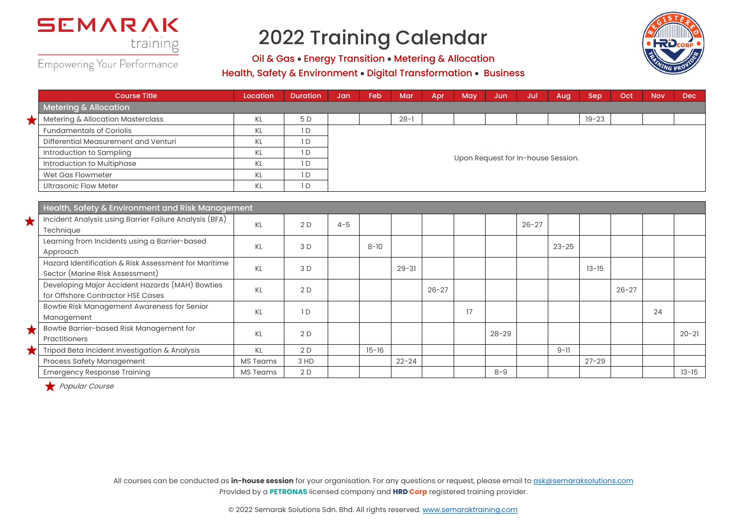SEMARAK training

Empowering Your Performance

# 2022 Training Calendar

**Oil & Gas • Energy Transition • Metering & Allocation**
**Health, Safety & Environment • Digital Transformation • Business**

| Course Title | Location | Duration | Jan | Feb | Mar | Apr | May | Jun | Jul | Aug | Sep | Oct | Nov | Dec |
|---|---|---|---|---|---|---|---|---|---|---|---|---|---|---|
| **Metering & Allocation** | | | | | | | | | | | | | | |
| ★ Metering & Allocation Masterclass | KL | 5 D | | | 28-1 | | | | | | 19-23 | | | |
| Fundamentals of Coriolis | KL | 1 D | Upon Request for In-house Session. | | | | | | | | | | | |
| Differential Measurement and Venturi | KL | 1 D | Upon Request for In-house Session. | | | | | | | | | | | |
| Introduction to Sampling | KL | 1 D | Upon Request for In-house Session. | | | | | | | | | | | |
| Introduction to Multiphase | KL | 1 D | Upon Request for In-house Session. | | | | | | | | | | | |
| Wet Gas Flowmeter | KL | 1 D | Upon Request for In-house Session. | | | | | | | | | | | |
| Ultrasonic Flow Meter | KL | 1 D | Upon Request for In-house Session. | | | | | | | | | | | |
| **Health, Safety & Environment and Risk Management** | | | | | | | | | | | | | | |
| ★ Incident Analysis using Barrier Failure Analysis (BFA) Technique | KL | 2 D | 4-5 | | | | | | 26-27 | | | | | |
| Learning from Incidents using a Barrier-based Approach | KL | 3 D | | 8-10 | | | | | | 23-25 | | | | |
| Hazard Identification & Risk Assessment for Maritime Sector (Marine Risk Assessment) | KL | 3 D | | | 29-31 | | | | | | 13-15 | | | |
| Developing Major Accident Hazards (MAH) Bowties for Offshore Contractor HSE Cases | KL | 2 D | | | | 26-27 | | | | | | 26-27 | | |
| Bowtie Risk Management Awareness for Senior Management | KL | 1 D | | | | | 17 | | | | | | 24 | |
| ★ Bowtie Barrier-based Risk Management for Practitioners | KL | 2 D | | | | | | 28-29 | | | | | | 20-21 |
| ★ Tripod Beta Incident Investigation & Analysis | KL | 2 D | | 15-16 | | | | | | 9-11 | | | | |
| Process Safety Management | MS Teams | 3 HD | | | 22-24 | | | | | | 27-29 | | | |
| Emergency Response Training | MS Teams | 2 D | | | | | | 8-9 | | | | | | 13-15 |

★ *Popular Course*

All courses can be conducted as **in-house session** for your organisation. For any questions or request, please email to ask@semaraksolutions.com
Provided by a **PETRONAS** licensed company and **HRD Corp** registered training provider.

© 2022 Semarak Solutions Sdn. Bhd. All rights reserved. www.semaraktraining.com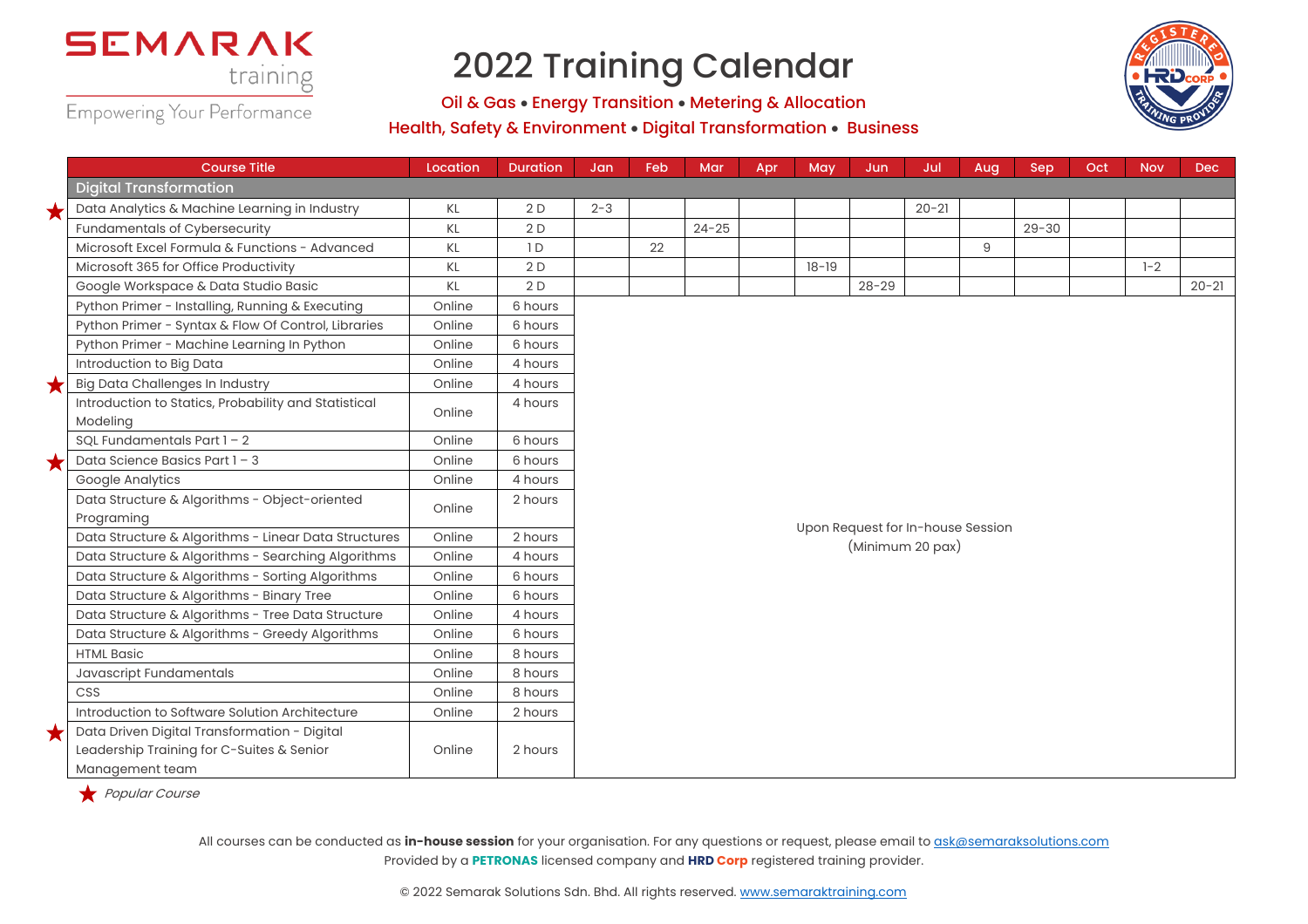# 2022 Training Calendar

**SEMARAK training** — Empowering Your Performance

Oil & Gas • Energy Transition • Metering & Allocation
Health, Safety & Environment • Digital Transformation • Business

| Course Title | Location | Duration | Jan | Feb | Mar | Apr | May | Jun | Jul | Aug | Sep | Oct | Nov | Dec |
|---|---|---|---|---|---|---|---|---|---|---|---|---|---|---|
| **Digital Transformation** | | | | | | | | | | | | | | |
| ★ Data Analytics & Machine Learning in Industry | KL | 2 D | 2-3 | | | | | | 20-21 | | | | | |
| Fundamentals of Cybersecurity | KL | 2 D | | | 24-25 | | | | | | 29-30 | | | |
| Microsoft Excel Formula & Functions - Advanced | KL | 1 D | | 22 | | | | | | 9 | | | | |
| Microsoft 365 for Office Productivity | KL | 2 D | | | | | 18-19 | | | | | | 1-2 | |
| Google Workspace & Data Studio Basic | KL | 2 D | | | | | | 28-29 | | | | | | 20-21 |
| Python Primer - Installing, Running & Executing | Online | 6 hours | Upon Request for In-house Session (Minimum 20 pax) | | | | | | | | | | | |
| Python Primer - Syntax & Flow Of Control, Libraries | Online | 6 hours | | | | | | | | | | | | |
| Python Primer - Machine Learning In Python | Online | 6 hours | | | | | | | | | | | | |
| Introduction to Big Data | Online | 4 hours | | | | | | | | | | | | |
| ★ Big Data Challenges In Industry | Online | 4 hours | | | | | | | | | | | | |
| Introduction to Statics, Probability and Statistical Modeling | Online | 4 hours | | | | | | | | | | | | |
| SQL Fundamentals Part 1 – 2 | Online | 6 hours | | | | | | | | | | | | |
| ★ Data Science Basics Part 1 – 3 | Online | 6 hours | | | | | | | | | | | | |
| Google Analytics | Online | 4 hours | | | | | | | | | | | | |
| Data Structure & Algorithms - Object-oriented Programing | Online | 2 hours | | | | | | | | | | | | |
| Data Structure & Algorithms - Linear Data Structures | Online | 2 hours | | | | | | | | | | | | |
| Data Structure & Algorithms - Searching Algorithms | Online | 4 hours | | | | | | | | | | | | |
| Data Structure & Algorithms - Sorting Algorithms | Online | 6 hours | | | | | | | | | | | | |
| Data Structure & Algorithms - Binary Tree | Online | 6 hours | | | | | | | | | | | | |
| Data Structure & Algorithms - Tree Data Structure | Online | 4 hours | | | | | | | | | | | | |
| Data Structure & Algorithms - Greedy Algorithms | Online | 6 hours | | | | | | | | | | | | |
| HTML Basic | Online | 8 hours | | | | | | | | | | | | |
| Javascript Fundamentals | Online | 8 hours | | | | | | | | | | | | |
| CSS | Online | 8 hours | | | | | | | | | | | | |
| Introduction to Software Solution Architecture | Online | 2 hours | | | | | | | | | | | | |
| ★ Data Driven Digital Transformation - Digital Leadership Training for C-Suites & Senior Management team | Online | 2 hours | | | | | | | | | | | | |

★ *Popular Course*

All courses can be conducted as **in-house session** for your organisation. For any questions or request, please email to ask@semaraksolutions.com
Provided by a **PETRONAS** licensed company and **HRD Corp** registered training provider.

© 2022 Semarak Solutions Sdn. Bhd. All rights reserved. www.semaraktraining.com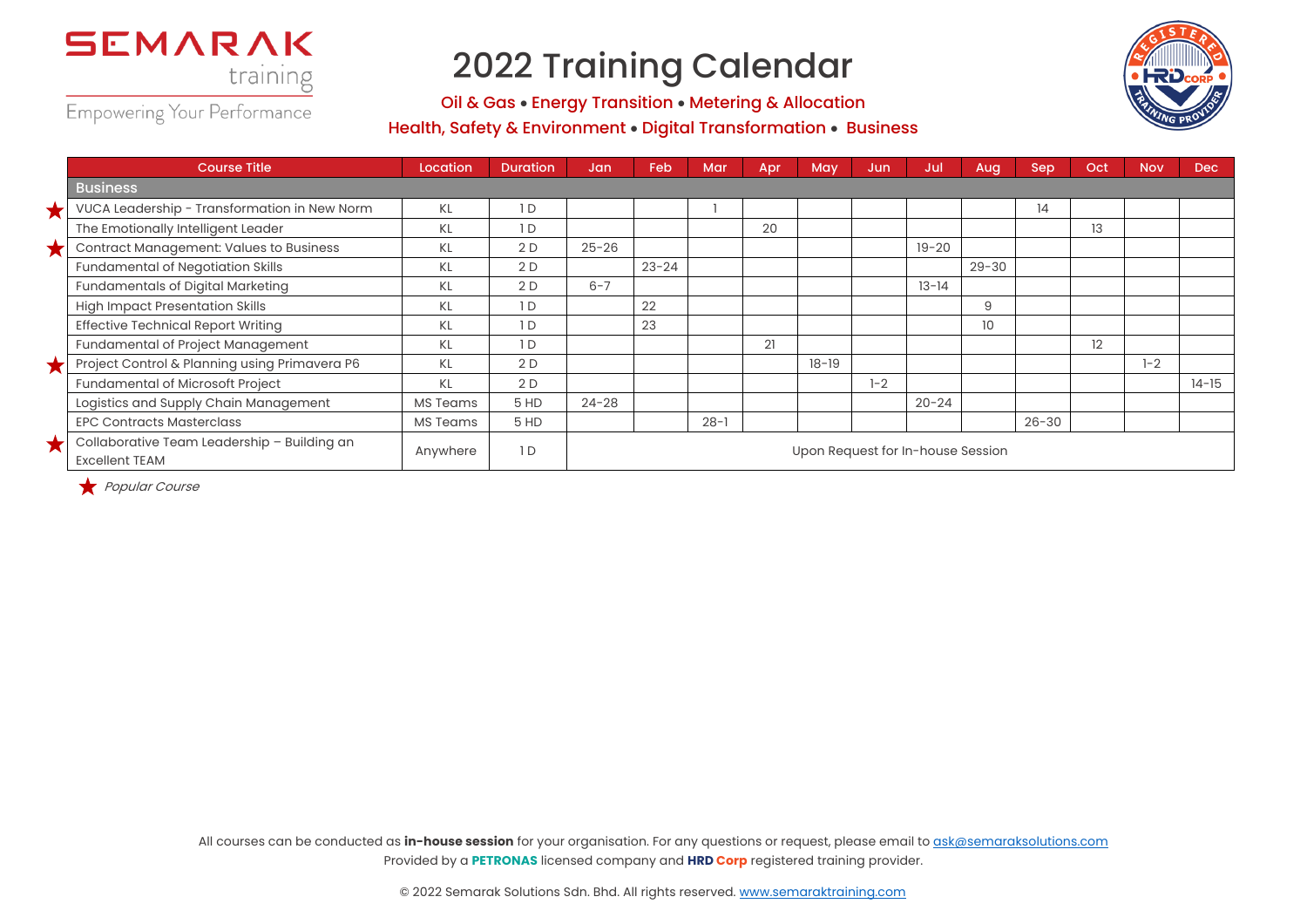SEMARAK training
Empowering Your Performance

# 2022 Training Calendar

Oil & Gas • Energy Transition • Metering & Allocation
Health, Safety & Environment • Digital Transformation • Business

| Course Title | Location | Duration | Jan | Feb | Mar | Apr | May | Jun | Jul | Aug | Sep | Oct | Nov | Dec |
|---|---|---|---|---|---|---|---|---|---|---|---|---|---|---|
| **Business** | | | | | | | | | | | | | | |
| ★ VUCA Leadership - Transformation in New Norm | KL | 1 D | | | 1 | | | | | | 14 | | | |
| The Emotionally Intelligent Leader | KL | 1 D | | | | 20 | | | | | | 13 | | |
| ★ Contract Management: Values to Business | KL | 2 D | 25-26 | | | | | | 19-20 | | | | | |
| Fundamental of Negotiation Skills | KL | 2 D | | 23-24 | | | | | | 29-30 | | | | |
| Fundamentals of Digital Marketing | KL | 2 D | 6-7 | | | | | | 13-14 | | | | | |
| High Impact Presentation Skills | KL | 1 D | | 22 | | | | | | 9 | | | | |
| Effective Technical Report Writing | KL | 1 D | | 23 | | | | | | 10 | | | | |
| Fundamental of Project Management | KL | 1 D | | | | 21 | | | | | | 12 | | |
| ★ Project Control & Planning using Primavera P6 | KL | 2 D | | | | | 18-19 | | | | | | 1-2 | |
| Fundamental of Microsoft Project | KL | 2 D | | | | | | 1-2 | | | | | | 14-15 |
| Logistics and Supply Chain Management | MS Teams | 5 HD | 24-28 | | | | | | 20-24 | | | | | |
| EPC Contracts Masterclass | MS Teams | 5 HD | | | 28-1 | | | | | | 26-30 | | | |
| ★ Collaborative Team Leadership – Building an Excellent TEAM | Anywhere | 1 D | Upon Request for In-house Session | | | | | | | | | | | |

★ *Popular Course*

All courses can be conducted as **in-house session** for your organisation. For any questions or request, please email to ask@semaraksolutions.com
Provided by a **PETRONAS** licensed company and **HRD Corp** registered training provider.

© 2022 Semarak Solutions Sdn. Bhd. All rights reserved. www.semaraktraining.com